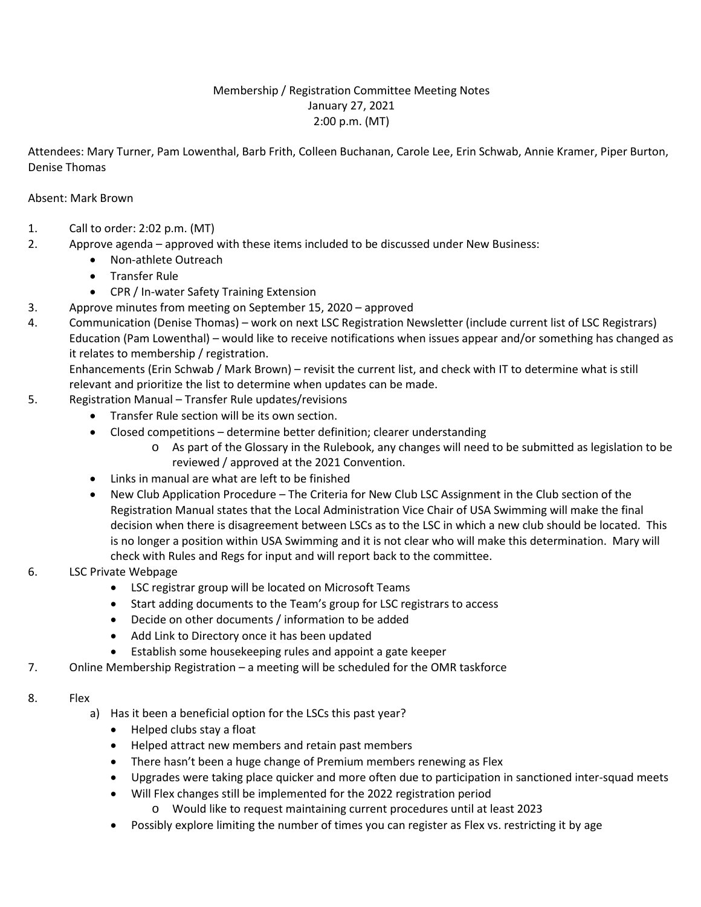Membership / Registration Committee Meeting Notes
January 27, 2021
2:00 p.m. (MT)

Attendees: Mary Turner, Pam Lowenthal, Barb Frith, Colleen Buchanan, Carole Lee, Erin Schwab, Annie Kramer, Piper Burton, Denise Thomas

Absent: Mark Brown

1. Call to order: 2:02 p.m. (MT)
2. Approve agenda – approved with these items included to be discussed under New Business:
   - Non-athlete Outreach
   - Transfer Rule
   - CPR / In-water Safety Training Extension
3. Approve minutes from meeting on September 15, 2020 – approved
4. Communication (Denise Thomas) – work on next LSC Registration Newsletter (include current list of LSC Registrars)
   Education (Pam Lowenthal) – would like to receive notifications when issues appear and/or something has changed as it relates to membership / registration.
   Enhancements (Erin Schwab / Mark Brown) – revisit the current list, and check with IT to determine what is still relevant and prioritize the list to determine when updates can be made.
5. Registration Manual – Transfer Rule updates/revisions
   - Transfer Rule section will be its own section.
   - Closed competitions – determine better definition; clearer understanding
     - As part of the Glossary in the Rulebook, any changes will need to be submitted as legislation to be reviewed / approved at the 2021 Convention.
   - Links in manual are what are left to be finished
   - New Club Application Procedure – The Criteria for New Club LSC Assignment in the Club section of the Registration Manual states that the Local Administration Vice Chair of USA Swimming will make the final decision when there is disagreement between LSCs as to the LSC in which a new club should be located. This is no longer a position within USA Swimming and it is not clear who will make this determination. Mary will check with Rules and Regs for input and will report back to the committee.
6. LSC Private Webpage
   - LSC registrar group will be located on Microsoft Teams
   - Start adding documents to the Team's group for LSC registrars to access
   - Decide on other documents / information to be added
   - Add Link to Directory once it has been updated
   - Establish some housekeeping rules and appoint a gate keeper
7. Online Membership Registration – a meeting will be scheduled for the OMR taskforce
8. Flex
   a) Has it been a beneficial option for the LSCs this past year?
      - Helped clubs stay a float
      - Helped attract new members and retain past members
      - There hasn't been a huge change of Premium members renewing as Flex
      - Upgrades were taking place quicker and more often due to participation in sanctioned inter-squad meets
      - Will Flex changes still be implemented for the 2022 registration period
        - Would like to request maintaining current procedures until at least 2023
      - Possibly explore limiting the number of times you can register as Flex vs. restricting it by age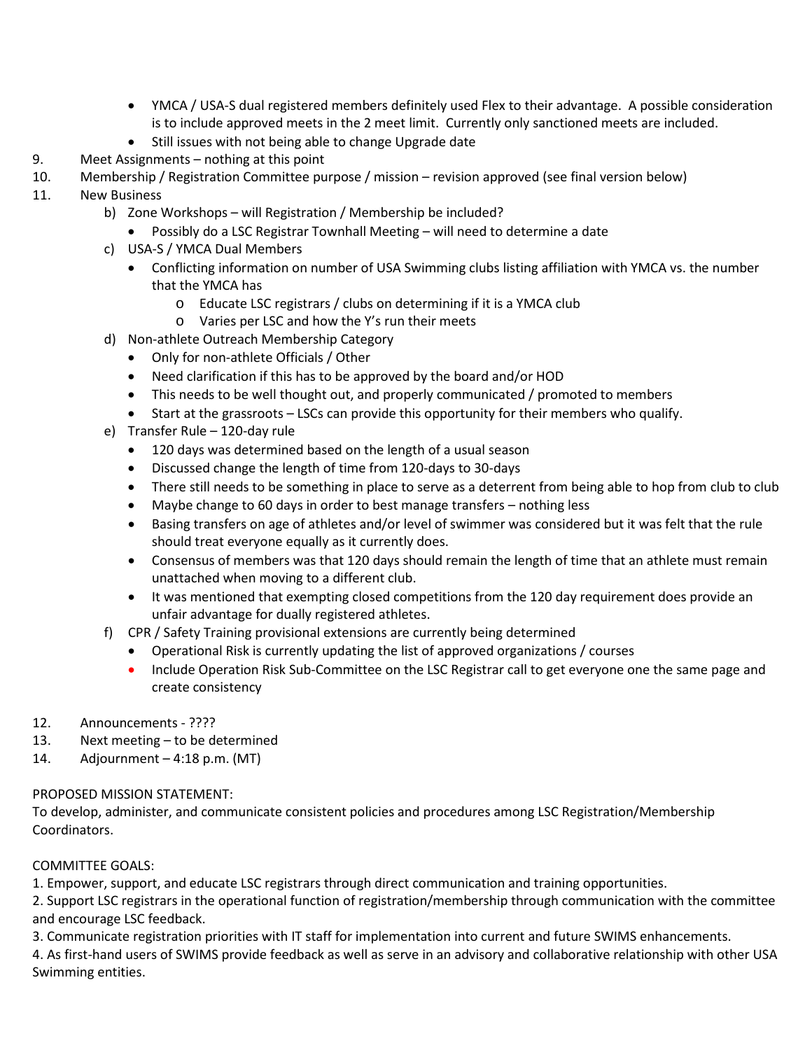- YMCA / USA-S dual registered members definitely used Flex to their advantage. A possible consideration is to include approved meets in the 2 meet limit. Currently only sanctioned meets are included.
- Still issues with not being able to change Upgrade date

9. Meet Assignments – nothing at this point
10. Membership / Registration Committee purpose / mission – revision approved (see final version below)
11. New Business
    b) Zone Workshops – will Registration / Membership be included?
    - Possibly do a LSC Registrar Townhall Meeting – will need to determine a date

    c) USA-S / YMCA Dual Members
    - Conflicting information on number of USA Swimming clubs listing affiliation with YMCA vs. the number that the YMCA has
        - Educate LSC registrars / clubs on determining if it is a YMCA club
        - Varies per LSC and how the Y's run their meets

    d) Non-athlete Outreach Membership Category
    - Only for non-athlete Officials / Other
    - Need clarification if this has to be approved by the board and/or HOD
    - This needs to be well thought out, and properly communicated / promoted to members
    - Start at the grassroots – LSCs can provide this opportunity for their members who qualify.

    e) Transfer Rule – 120-day rule
    - 120 days was determined based on the length of a usual season
    - Discussed change the length of time from 120-days to 30-days
    - There still needs to be something in place to serve as a deterrent from being able to hop from club to club
    - Maybe change to 60 days in order to best manage transfers – nothing less
    - Basing transfers on age of athletes and/or level of swimmer was considered but it was felt that the rule should treat everyone equally as it currently does.
    - Consensus of members was that 120 days should remain the length of time that an athlete must remain unattached when moving to a different club.
    - It was mentioned that exempting closed competitions from the 120 day requirement does provide an unfair advantage for dually registered athletes.

    f) CPR / Safety Training provisional extensions are currently being determined
    - Operational Risk is currently updating the list of approved organizations / courses
    - Include Operation Risk Sub-Committee on the LSC Registrar call to get everyone one the same page and create consistency

12. Announcements - ????
13. Next meeting – to be determined
14. Adjournment – 4:18 p.m. (MT)

PROPOSED MISSION STATEMENT:
To develop, administer, and communicate consistent policies and procedures among LSC Registration/Membership Coordinators.

COMMITTEE GOALS:
1. Empower, support, and educate LSC registrars through direct communication and training opportunities.
2. Support LSC registrars in the operational function of registration/membership through communication with the committee and encourage LSC feedback.
3. Communicate registration priorities with IT staff for implementation into current and future SWIMS enhancements.
4. As first-hand users of SWIMS provide feedback as well as serve in an advisory and collaborative relationship with other USA Swimming entities.